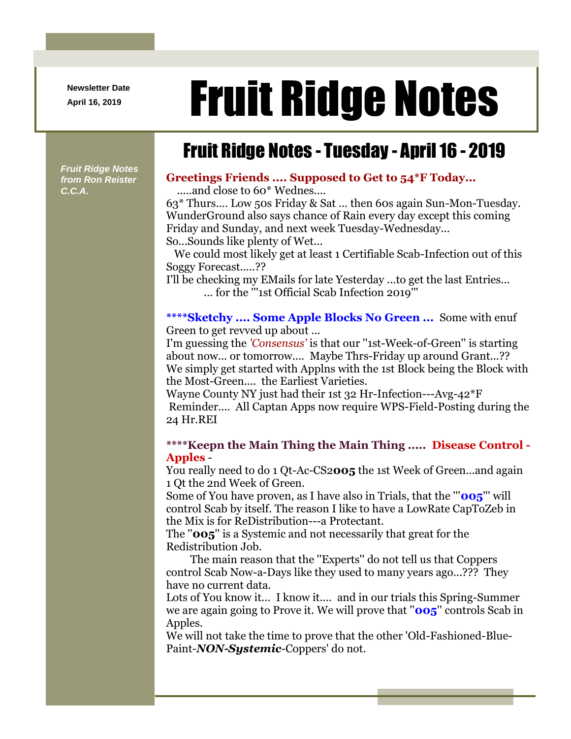Newsletter Date
April 16, 2019

# Fruit Ridge Notes

*Fruit Ridge Notes from Ron Reister C.C.A.*

## Fruit Ridge Notes - Tuesday - April 16 - 2019

**Greetings Friends .... Supposed to Get to 54*F Today...**
.....and close to 60* Wednes....
63* Thurs.... Low 50s Friday & Sat ... then 60s again Sun-Mon-Tuesday.
WunderGround also says chance of Rain every day except this coming Friday and Sunday, and next week Tuesday-Wednesday...
So...Sounds like plenty of Wet...
We could most likely get at least 1 Certifiable Scab-Infection out of this Soggy Forecast.....??
I'll be checking my EMails for late Yesterday ...to get the last Entries...
... for the '"1st Official Scab Infection 2019"'

**\*\*\*\*Sketchy .... Some Apple Blocks No Green ...** Some with enuf Green to get revved up about ...
I'm guessing the *'Consensus'* is that our "1st-Week-of-Green" is starting about now... or tomorrow.... Maybe Thrs-Friday up around Grant...??
We simply get started with Applns with the 1st Block being the Block with the Most-Green.... the Earliest Varieties.
Wayne County NY just had their 1st 32 Hr-Infection---Avg-42*F
Reminder.... All Captan Apps now require WPS-Field-Posting during the 24 Hr.REI

**\*\*\*\*Keepn the Main Thing the Main Thing ..... Disease Control - Apples** -
You really need to do 1 Qt-Ac-CS2**005** the 1st Week of Green...and again 1 Qt the 2nd Week of Green.
Some of You have proven, as I have also in Trials, that the '"**005**"' will control Scab by itself. The reason I like to have a LowRate CapToZeb in the Mix is for ReDistribution---a Protectant.
The "**005**" is a Systemic and not necessarily that great for the Redistribution Job.
The main reason that the "Experts" do not tell us that Coppers control Scab Now-a-Days like they used to many years ago...??? They have no current data.
Lots of You know it... I know it.... and in our trials this Spring-Summer we are again going to Prove it. We will prove that "**005**" controls Scab in Apples.
We will not take the time to prove that the other 'Old-Fashioned-Blue-Paint-***NON-Systemic***-Coppers' do not.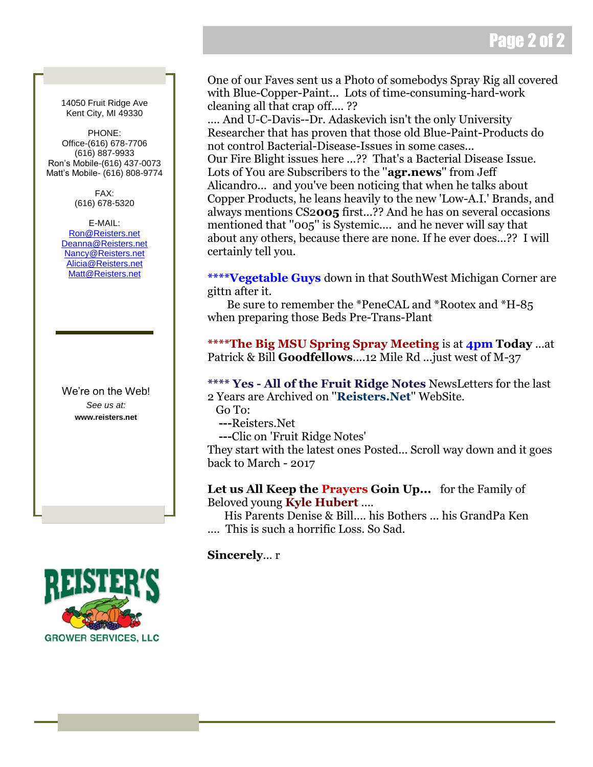14050 Fruit Ridge Ave
Kent City, MI 49330

PHONE:
Office-(616) 678-7706
(616) 887-9933
Ron's Mobile-(616) 437-0073
Matt's Mobile- (616) 808-9774

FAX:
(616) 678-5320

E-MAIL:
Ron@Reisters.net
Deanna@Reisters.net
Nancy@Reisters.net
Alicia@Reisters.net
Matt@Reisters.net

We're on the Web!
*See us at:*
**www.reisters.net**

REISTER'S
GROWER SERVICES, LLC

One of our Faves sent us a Photo of somebodys Spray Rig all covered with Blue-Copper-Paint... Lots of time-consuming-hard-work cleaning all that crap off.... ??
.... And U-C-Davis--Dr. Adaskevich isn't the only University Researcher that has proven that those old Blue-Paint-Products do not control Bacterial-Disease-Issues in some cases...
Our Fire Blight issues here ...?? That's a Bacterial Disease Issue. Lots of You are Subscribers to the "**agr.news**" from Jeff Alicandro... and you've been noticing that when he talks about Copper Products, he leans heavily to the new 'Low-A.I.' Brands, and always mentions CS2**005** first...?? And he has on several occasions mentioned that "005" is Systemic.... and he never will say that about any others, because there are none. If he ever does...?? I will certainly tell you.

****\***Vegetable Guys** down in that SouthWest Michigan Corner are gittn after it.
Be sure to remember the *PeneCAL and *Rootex and *H-85 when preparing those Beds Pre-Trans-Plant

****\***The Big MSU Spring Spray Meeting** is at **4pm Today** ...at Patrick & Bill **Goodfellows**....12 Mile Rd ...just west of M-37

****\*** Yes - All of the Fruit Ridge Notes** NewsLetters for the last 2 Years are Archived on "**Reisters.Net**" WebSite.
Go To:
**---**Reisters.Net
**---**Clic on 'Fruit Ridge Notes'
They start with the latest ones Posted... Scroll way down and it goes back to March - 2017

**Let us All Keep the Prayers Goin Up...** for the Family of Beloved young **Kyle Hubert** ....
His Parents Denise & Bill.... his Bothers ... his GrandPa Ken .... This is such a horrific Loss. So Sad.

**Sincerely**... r